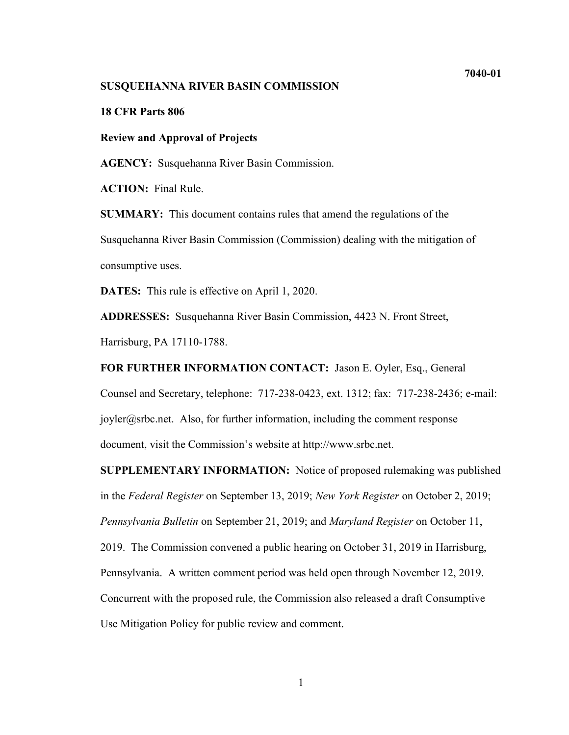**7040-01**

**SUSQUEHANNA RIVER BASIN COMMISSION**

**18 CFR Parts 806**

**Review and Approval of Projects**

**AGENCY:** Susquehanna River Basin Commission.

**ACTION:** Final Rule.

**SUMMARY:** This document contains rules that amend the regulations of the Susquehanna River Basin Commission (Commission) dealing with the mitigation of consumptive uses.

**DATES:** This rule is effective on April 1, 2020.

**ADDRESSES:** Susquehanna River Basin Commission, 4423 N. Front Street, Harrisburg, PA 17110-1788.

**FOR FURTHER INFORMATION CONTACT:** Jason E. Oyler, Esq., General Counsel and Secretary, telephone: 717-238-0423, ext. 1312; fax: 717-238-2436; e-mail: joyler@srbc.net. Also, for further information, including the comment response document, visit the Commission's website at http://www.srbc.net.

**SUPPLEMENTARY INFORMATION:** Notice of proposed rulemaking was published in the *Federal Register* on September 13, 2019; *New York Register* on October 2, 2019; *Pennsylvania Bulletin* on September 21, 2019; and *Maryland Register* on October 11, 2019. The Commission convened a public hearing on October 31, 2019 in Harrisburg, Pennsylvania. A written comment period was held open through November 12, 2019. Concurrent with the proposed rule, the Commission also released a draft Consumptive Use Mitigation Policy for public review and comment.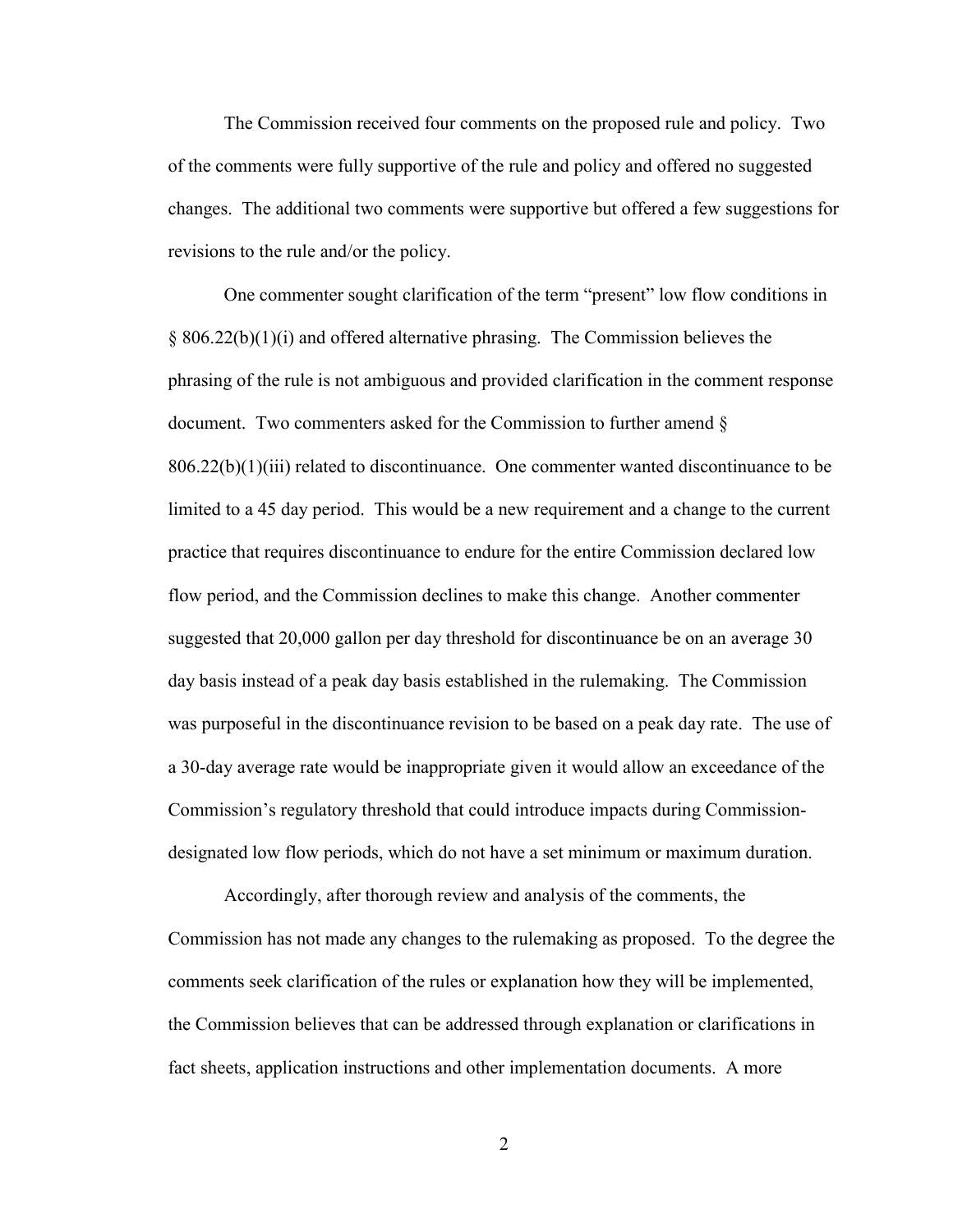The Commission received four comments on the proposed rule and policy. Two of the comments were fully supportive of the rule and policy and offered no suggested changes. The additional two comments were supportive but offered a few suggestions for revisions to the rule and/or the policy.

One commenter sought clarification of the term "present" low flow conditions in § 806.22(b)(1)(i) and offered alternative phrasing. The Commission believes the phrasing of the rule is not ambiguous and provided clarification in the comment response document. Two commenters asked for the Commission to further amend § 806.22(b)(1)(iii) related to discontinuance. One commenter wanted discontinuance to be limited to a 45 day period. This would be a new requirement and a change to the current practice that requires discontinuance to endure for the entire Commission declared low flow period, and the Commission declines to make this change. Another commenter suggested that 20,000 gallon per day threshold for discontinuance be on an average 30 day basis instead of a peak day basis established in the rulemaking. The Commission was purposeful in the discontinuance revision to be based on a peak day rate. The use of a 30-day average rate would be inappropriate given it would allow an exceedance of the Commission's regulatory threshold that could introduce impacts during Commission-designated low flow periods, which do not have a set minimum or maximum duration.

Accordingly, after thorough review and analysis of the comments, the Commission has not made any changes to the rulemaking as proposed. To the degree the comments seek clarification of the rules or explanation how they will be implemented, the Commission believes that can be addressed through explanation or clarifications in fact sheets, application instructions and other implementation documents. A more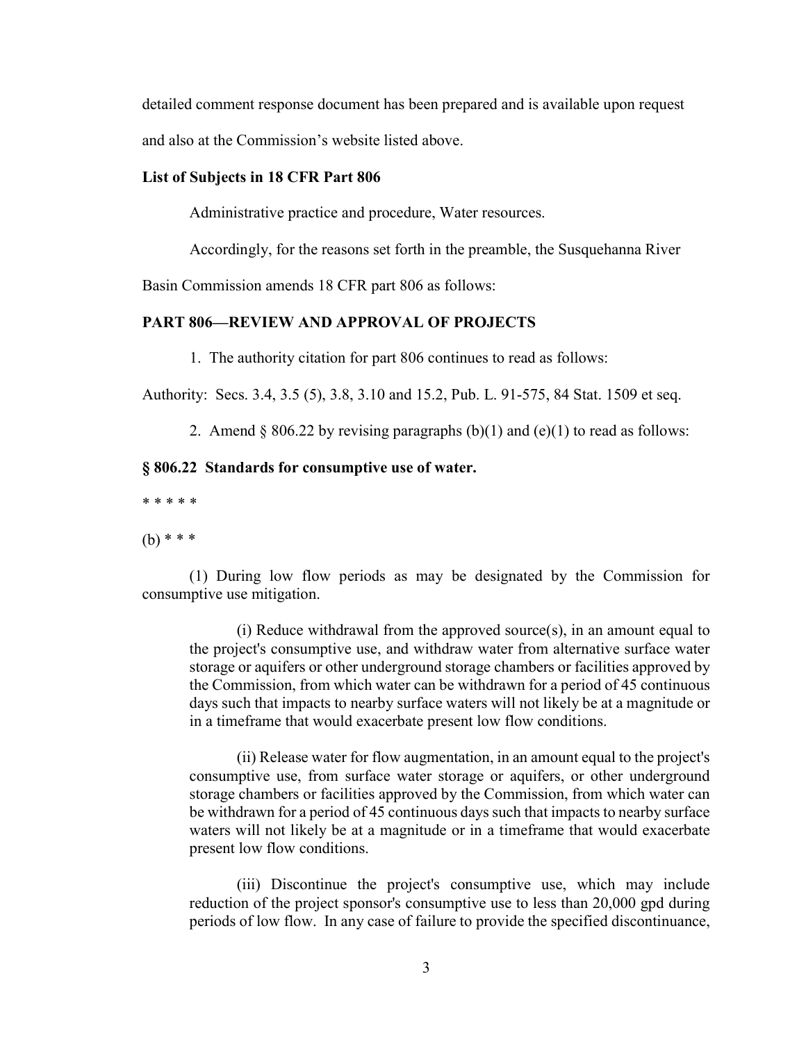detailed comment response document has been prepared and is available upon request and also at the Commission's website listed above.

**List of Subjects in 18 CFR Part 806**

Administrative practice and procedure, Water resources.

Accordingly, for the reasons set forth in the preamble, the Susquehanna River Basin Commission amends 18 CFR part 806 as follows:

**PART 806—REVIEW AND APPROVAL OF PROJECTS**

1. The authority citation for part 806 continues to read as follows:

Authority: Secs. 3.4, 3.5 (5), 3.8, 3.10 and 15.2, Pub. L. 91-575, 84 Stat. 1509 et seq.

2. Amend § 806.22 by revising paragraphs (b)(1) and (e)(1) to read as follows:

**§ 806.22 Standards for consumptive use of water.**

\* \* \* \* \*

(b) \* \* \*

(1) During low flow periods as may be designated by the Commission for consumptive use mitigation.

> (i) Reduce withdrawal from the approved source(s), in an amount equal to the project's consumptive use, and withdraw water from alternative surface water storage or aquifers or other underground storage chambers or facilities approved by the Commission, from which water can be withdrawn for a period of 45 continuous days such that impacts to nearby surface waters will not likely be at a magnitude or in a timeframe that would exacerbate present low flow conditions.
>
> (ii) Release water for flow augmentation, in an amount equal to the project's consumptive use, from surface water storage or aquifers, or other underground storage chambers or facilities approved by the Commission, from which water can be withdrawn for a period of 45 continuous days such that impacts to nearby surface waters will not likely be at a magnitude or in a timeframe that would exacerbate present low flow conditions.
>
> (iii) Discontinue the project's consumptive use, which may include reduction of the project sponsor's consumptive use to less than 20,000 gpd during periods of low flow. In any case of failure to provide the specified discontinuance,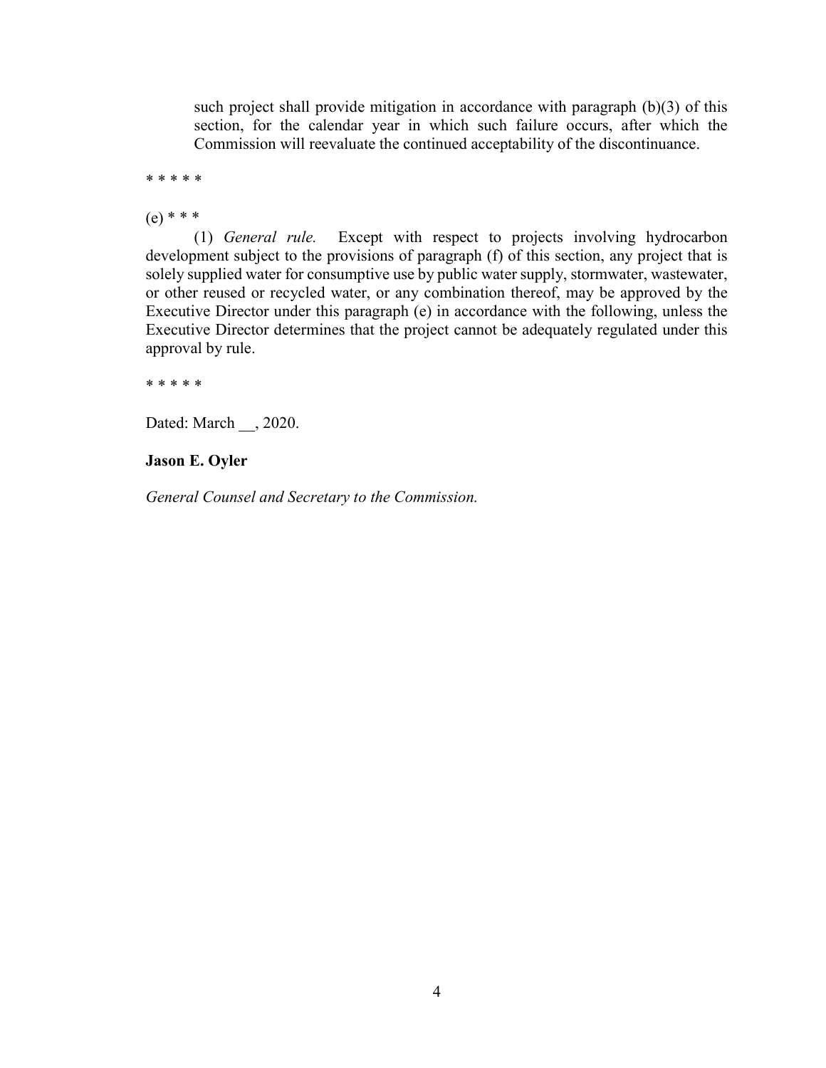such project shall provide mitigation in accordance with paragraph (b)(3) of this section, for the calendar year in which such failure occurs, after which the Commission will reevaluate the continued acceptability of the discontinuance.

* * * * *

(e) * * *

(1) *General rule.* Except with respect to projects involving hydrocarbon development subject to the provisions of paragraph (f) of this section, any project that is solely supplied water for consumptive use by public water supply, stormwater, wastewater, or other reused or recycled water, or any combination thereof, may be approved by the Executive Director under this paragraph (e) in accordance with the following, unless the Executive Director determines that the project cannot be adequately regulated under this approval by rule.

* * * * *

Dated: March __, 2020.

**Jason E. Oyler**

*General Counsel and Secretary to the Commission.*